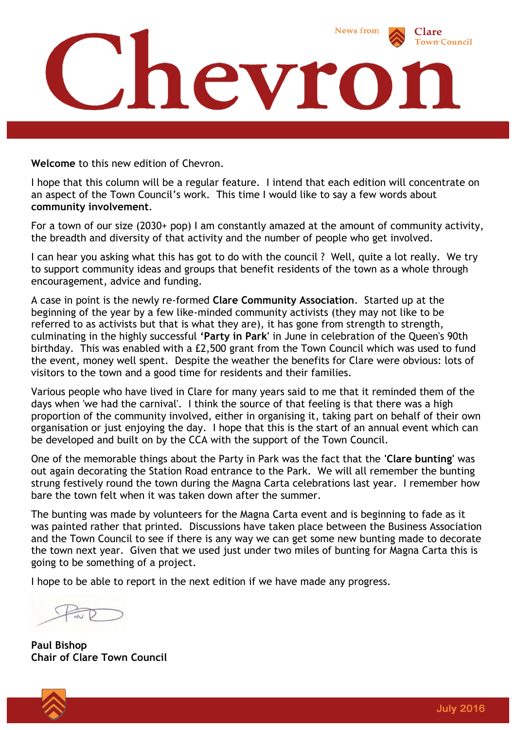# Chevron

News from Clare Town Council

**Welcome** to this new edition of Chevron.

I hope that this column will be a regular feature. I intend that each edition will concentrate on an aspect of the Town Council's work. This time I would like to say a few words about **community involvement**.

For a town of our size (2030+ pop) I am constantly amazed at the amount of community activity, the breadth and diversity of that activity and the number of people who get involved.

I can hear you asking what this has got to do with the council ? Well, quite a lot really. We try to support community ideas and groups that benefit residents of the town as a whole through encouragement, advice and funding.

A case in point is the newly re-formed **Clare Community Association**. Started up at the beginning of the year by a few like-minded community activists (they may not like to be referred to as activists but that is what they are), it has gone from strength to strength, culminating in the highly successful **'Party in Park'** in June in celebration of the Queen's 90th birthday. This was enabled with a £2,500 grant from the Town Council which was used to fund the event, money well spent. Despite the weather the benefits for Clare were obvious: lots of visitors to the town and a good time for residents and their families.

Various people who have lived in Clare for many years said to me that it reminded them of the days when 'we had the carnival'. I think the source of that feeling is that there was a high proportion of the community involved, either in organising it, taking part on behalf of their own organisation or just enjoying the day. I hope that this is the start of an annual event which can be developed and built on by the CCA with the support of the Town Council.

One of the memorable things about the Party in Park was the fact that the '**Clare bunting**' was out again decorating the Station Road entrance to the Park. We will all remember the bunting strung festively round the town during the Magna Carta celebrations last year. I remember how bare the town felt when it was taken down after the summer.

The bunting was made by volunteers for the Magna Carta event and is beginning to fade as it was painted rather that printed. Discussions have taken place between the Business Association and the Town Council to see if there is any way we can get some new bunting made to decorate the town next year. Given that we used just under two miles of bunting for Magna Carta this is going to be something of a project.

I hope to be able to report in the next edition if we have made any progress.

**Paul Bishop**
**Chair of Clare Town Council**

July 2016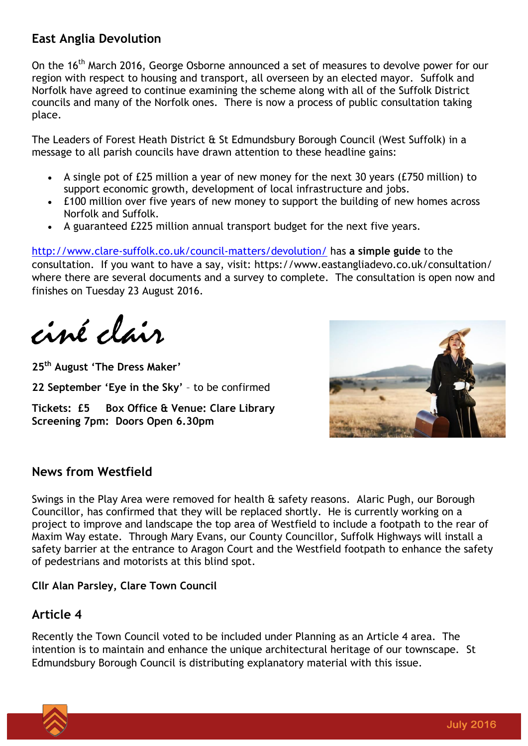## East Anglia Devolution

On the 16th March 2016, George Osborne announced a set of measures to devolve power for our region with respect to housing and transport, all overseen by an elected mayor. Suffolk and Norfolk have agreed to continue examining the scheme along with all of the Suffolk District councils and many of the Norfolk ones. There is now a process of public consultation taking place.

The Leaders of Forest Heath District & St Edmundsbury Borough Council (West Suffolk) in a message to all parish councils have drawn attention to these headline gains:

- A single pot of £25 million a year of new money for the next 30 years (£750 million) to support economic growth, development of local infrastructure and jobs.
- £100 million over five years of new money to support the building of new homes across Norfolk and Suffolk.
- A guaranteed £225 million annual transport budget for the next five years.

http://www.clare-suffolk.co.uk/council-matters/devolution/ has **a simple guide** to the consultation. If you want to have a say, visit: https://www.eastangliadevo.co.uk/consultation/ where there are several documents and a survey to complete. The consultation is open now and finishes on Tuesday 23 August 2016.

## ciné clair

**25th August 'The Dress Maker'**

**22 September 'Eye in the Sky'** – to be confirmed

**Tickets: £5 Box Office & Venue: Clare Library**
**Screening 7pm: Doors Open 6.30pm**

## News from Westfield

Swings in the Play Area were removed for health & safety reasons. Alaric Pugh, our Borough Councillor, has confirmed that they will be replaced shortly. He is currently working on a project to improve and landscape the top area of Westfield to include a footpath to the rear of Maxim Way estate. Through Mary Evans, our County Councillor, Suffolk Highways will install a safety barrier at the entrance to Aragon Court and the Westfield footpath to enhance the safety of pedestrians and motorists at this blind spot.

**Cllr Alan Parsley, Clare Town Council**

## Article 4

Recently the Town Council voted to be included under Planning as an Article 4 area. The intention is to maintain and enhance the unique architectural heritage of our townscape. St Edmundsbury Borough Council is distributing explanatory material with this issue.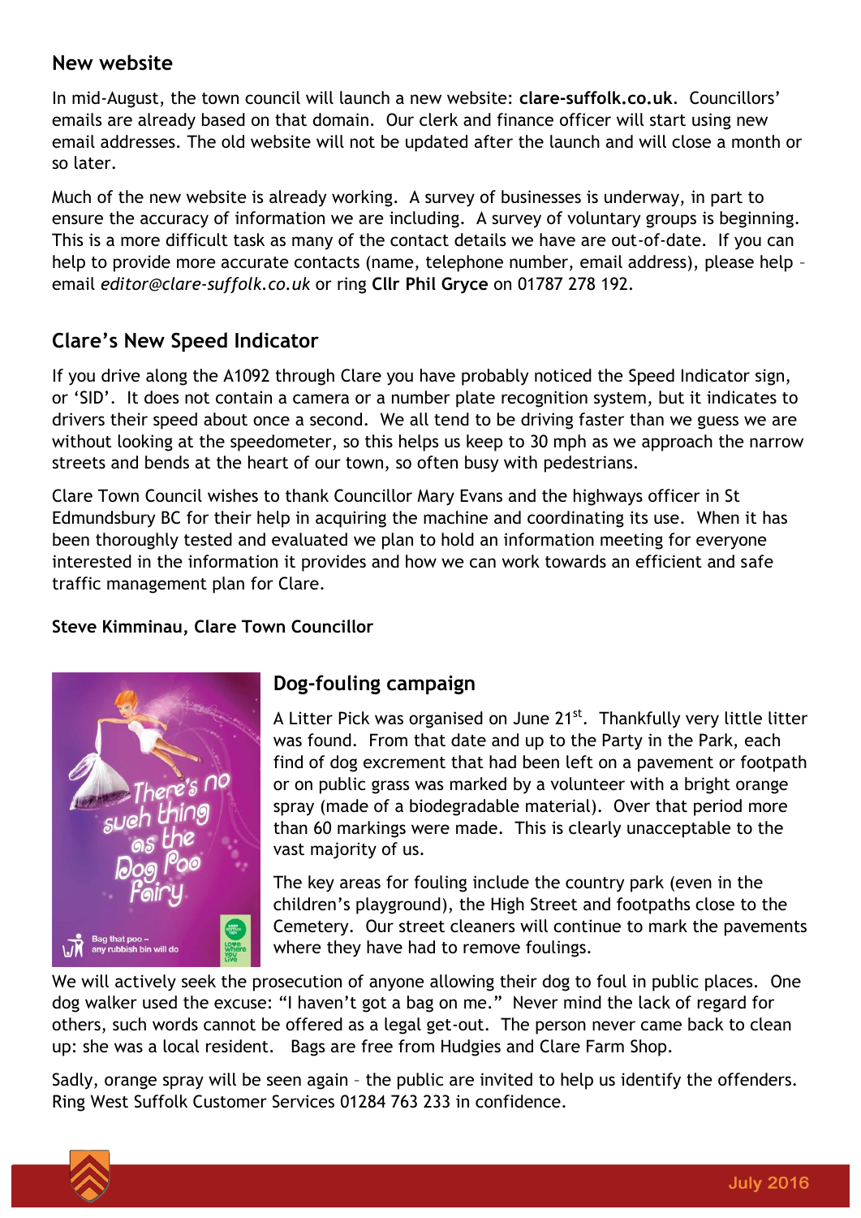## New website

In mid-August, the town council will launch a new website: **clare-suffolk.co.uk**. Councillors' emails are already based on that domain. Our clerk and finance officer will start using new email addresses. The old website will not be updated after the launch and will close a month or so later.

Much of the new website is already working. A survey of businesses is underway, in part to ensure the accuracy of information we are including. A survey of voluntary groups is beginning. This is a more difficult task as many of the contact details we have are out-of-date. If you can help to provide more accurate contacts (name, telephone number, email address), please help – email *editor@clare-suffolk.co.uk* or ring **Cllr Phil Gryce** on 01787 278 192.

## Clare's New Speed Indicator

If you drive along the A1092 through Clare you have probably noticed the Speed Indicator sign, or 'SID'. It does not contain a camera or a number plate recognition system, but it indicates to drivers their speed about once a second. We all tend to be driving faster than we guess we are without looking at the speedometer, so this helps us keep to 30 mph as we approach the narrow streets and bends at the heart of our town, so often busy with pedestrians.

Clare Town Council wishes to thank Councillor Mary Evans and the highways officer in St Edmundsbury BC for their help in acquiring the machine and coordinating its use. When it has been thoroughly tested and evaluated we plan to hold an information meeting for everyone interested in the information it provides and how we can work towards an efficient and safe traffic management plan for Clare.

**Steve Kimminau, Clare Town Councillor**

## Dog-fouling campaign

A Litter Pick was organised on June 21st. Thankfully very little litter was found. From that date and up to the Party in the Park, each find of dog excrement that had been left on a pavement or footpath or on public grass was marked by a volunteer with a bright orange spray (made of a biodegradable material). Over that period more than 60 markings were made. This is clearly unacceptable to the vast majority of us.

The key areas for fouling include the country park (even in the children's playground), the High Street and footpaths close to the Cemetery. Our street cleaners will continue to mark the pavements where they have had to remove foulings.

We will actively seek the prosecution of anyone allowing their dog to foul in public places. One dog walker used the excuse: "I haven't got a bag on me." Never mind the lack of regard for others, such words cannot be offered as a legal get-out. The person never came back to clean up: she was a local resident. Bags are free from Hudgies and Clare Farm Shop.

Sadly, orange spray will be seen again – the public are invited to help us identify the offenders. Ring West Suffolk Customer Services 01284 763 233 in confidence.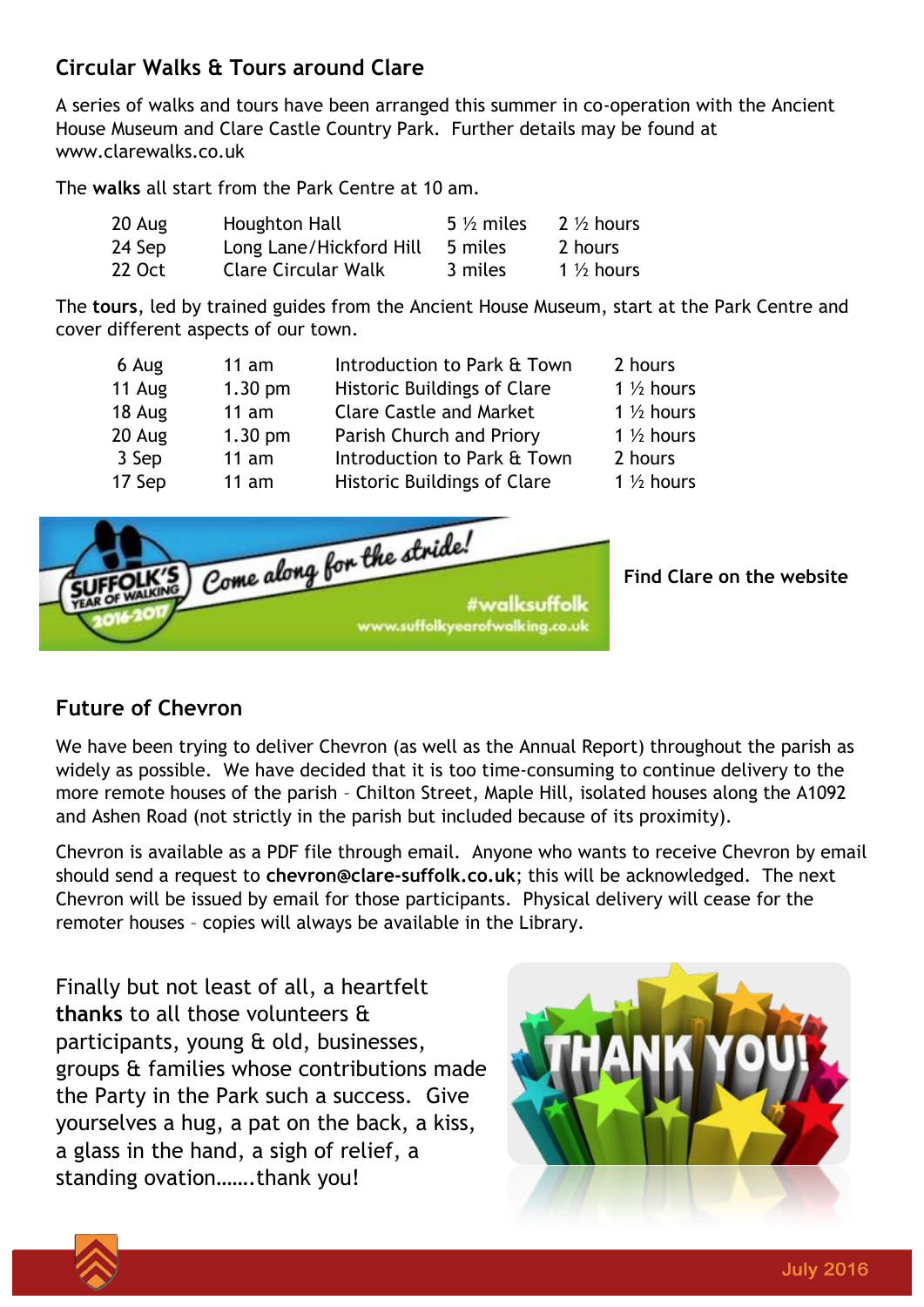## Circular Walks & Tours around Clare

A series of walks and tours have been arranged this summer in co-operation with the Ancient House Museum and Clare Castle Country Park. Further details may be found at www.clarewalks.co.uk

The **walks** all start from the Park Centre at 10 am.

| | | | |
|---|---|---|---|
| 20 Aug | Houghton Hall | 5 ½ miles | 2 ½ hours |
| 24 Sep | Long Lane/Hickford Hill | 5 miles | 2 hours |
| 22 Oct | Clare Circular Walk | 3 miles | 1 ½ hours |

The **tours**, led by trained guides from the Ancient House Museum, start at the Park Centre and cover different aspects of our town.

| | | | |
|---|---|---|---|
| 6 Aug | 11 am | Introduction to Park & Town | 2 hours |
| 11 Aug | 1.30 pm | Historic Buildings of Clare | 1 ½ hours |
| 18 Aug | 11 am | Clare Castle and Market | 1 ½ hours |
| 20 Aug | 1.30 pm | Parish Church and Priory | 1 ½ hours |
| 3 Sep | 11 am | Introduction to Park & Town | 2 hours |
| 17 Sep | 11 am | Historic Buildings of Clare | 1 ½ hours |

SUFFOLK'S YEAR OF WALKING 2016-2017 Come along for the stride! #walksuffolk www.suffolkyearofwalking.co.uk

**Find Clare on the website**

## Future of Chevron

We have been trying to deliver Chevron (as well as the Annual Report) throughout the parish as widely as possible. We have decided that it is too time-consuming to continue delivery to the more remote houses of the parish – Chilton Street, Maple Hill, isolated houses along the A1092 and Ashen Road (not strictly in the parish but included because of its proximity).

Chevron is available as a PDF file through email. Anyone who wants to receive Chevron by email should send a request to **chevron@clare-suffolk.co.uk**; this will be acknowledged. The next Chevron will be issued by email for those participants. Physical delivery will cease for the remoter houses – copies will always be available in the Library.

Finally but not least of all, a heartfelt **thanks** to all those volunteers & participants, young & old, businesses, groups & families whose contributions made the Party in the Park such a success. Give yourselves a hug, a pat on the back, a kiss, a glass in the hand, a sigh of relief, a standing ovation…….thank you!